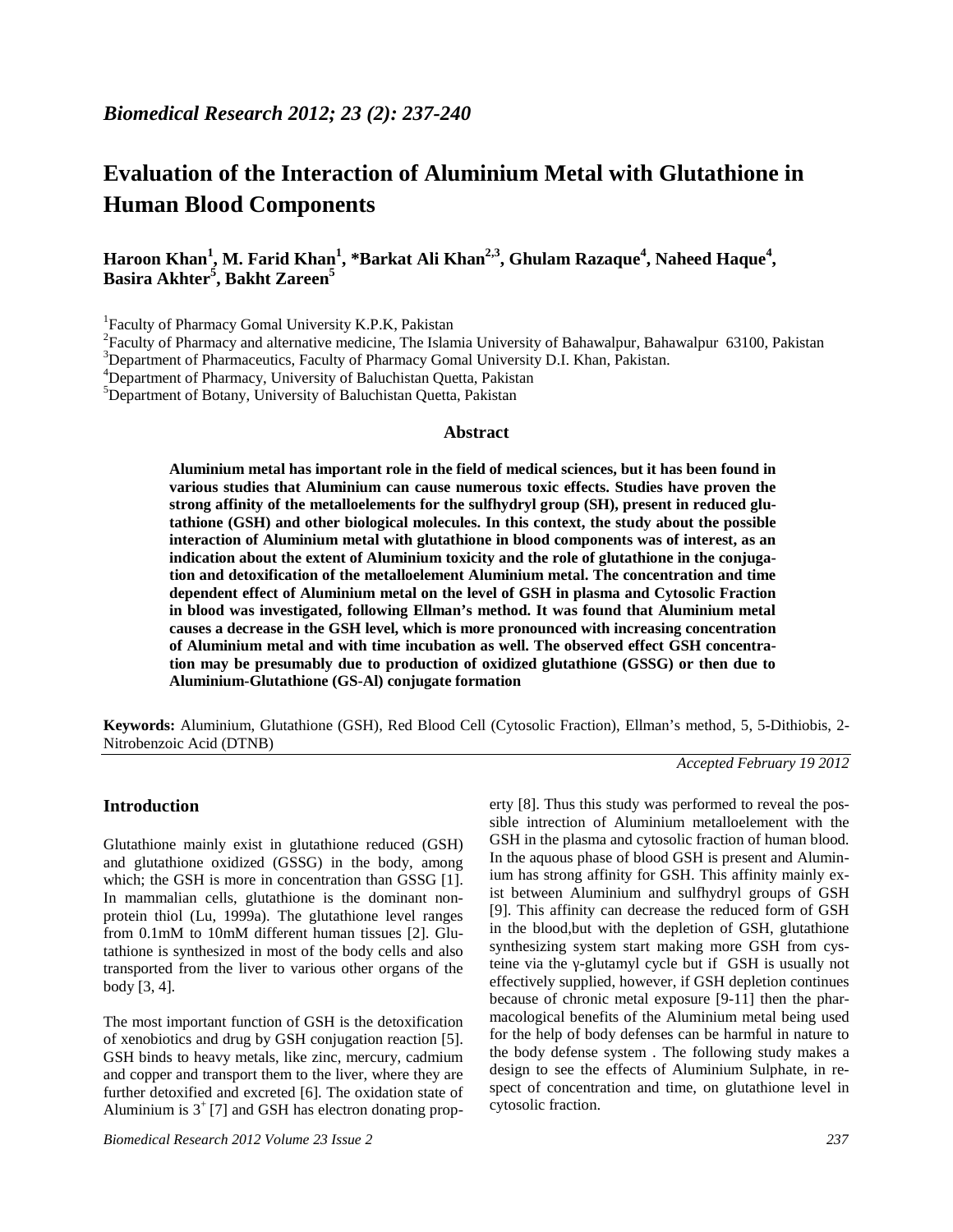# Evaluation of the Interaction of Aluminium Metal with Glutathione in Human Blood Components

**Haroon Khan[1], M. Farid Khan[1], *Barkat Ali Khan[2,3], Ghulam Razaque[4], Naheed Haque[4], Basira Akhter[5], Bakht Zareen[5]**

[1]Faculty of Pharmacy Gomal University K.P.K, Pakistan
[2]Faculty of Pharmacy and alternative medicine, The Islamia University of Bahawalpur, Bahawalpur 63100, Pakistan
[3]Department of Pharmaceutics, Faculty of Pharmacy Gomal University D.I. Khan, Pakistan.
[4]Department of Pharmacy, University of Baluchistan Quetta, Pakistan
[5]Department of Botany, University of Baluchistan Quetta, Pakistan

## Abstract

**Aluminium metal has important role in the field of medical sciences, but it has been found in various studies that Aluminium can cause numerous toxic effects. Studies have proven the strong affinity of the metalloelements for the sulfhydryl group (SH), present in reduced glutathione (GSH) and other biological molecules. In this context, the study about the possible interaction of Aluminium metal with glutathione in blood components was of interest, as an indication about the extent of Aluminium toxicity and the role of glutathione in the conjugation and detoxification of the metalloelement Aluminium metal. The concentration and time dependent effect of Aluminium metal on the level of GSH in plasma and Cytosolic Fraction in blood was investigated, following Ellman's method. It was found that Aluminium metal causes a decrease in the GSH level, which is more pronounced with increasing concentration of Aluminium metal and with time incubation as well. The observed effect GSH concentration may be presumably due to production of oxidized glutathione (GSSG) or then due to Aluminium-Glutathione (GS-Al) conjugate formation**

**Keywords:** Aluminium, Glutathione (GSH), Red Blood Cell (Cytosolic Fraction), Ellman's method, 5, 5-Dithiobis, 2-Nitrobenzoic Acid (DTNB)

*Accepted February 19 2012*

## Introduction

Glutathione mainly exist in glutathione reduced (GSH) and glutathione oxidized (GSSG) in the body, among which; the GSH is more in concentration than GSSG [1]. In mammalian cells, glutathione is the dominant non-protein thiol (Lu, 1999a). The glutathione level ranges from 0.1mM to 10mM different human tissues [2]. Glutathione is synthesized in most of the body cells and also transported from the liver to various other organs of the body [3, 4].

The most important function of GSH is the detoxification of xenobiotics and drug by GSH conjugation reaction [5]. GSH binds to heavy metals, like zinc, mercury, cadmium and copper and transport them to the liver, where they are further detoxified and excreted [6]. The oxidation state of Aluminium is $3^+$ [7] and GSH has electron donating property [8]. Thus this study was performed to reveal the possible intrection of Aluminium metalloelement with the GSH in the plasma and cytosolic fraction of human blood. In the aquous phase of blood GSH is present and Aluminium has strong affinity for GSH. This affinity mainly exist between Aluminium and sulfhydryl groups of GSH [9]. This affinity can decrease the reduced form of GSH in the blood,but with the depletion of GSH, glutathione synthesizing system start making more GSH from cysteine via the γ-glutamyl cycle but if GSH is usually not effectively supplied, however, if GSH depletion continues because of chronic metal exposure [9-11] then the pharmacological benefits of the Aluminium metal being used for the help of body defenses can be harmful in nature to the body defense system . The following study makes a design to see the effects of Aluminium Sulphate, in respect of concentration and time, on glutathione level in cytosolic fraction.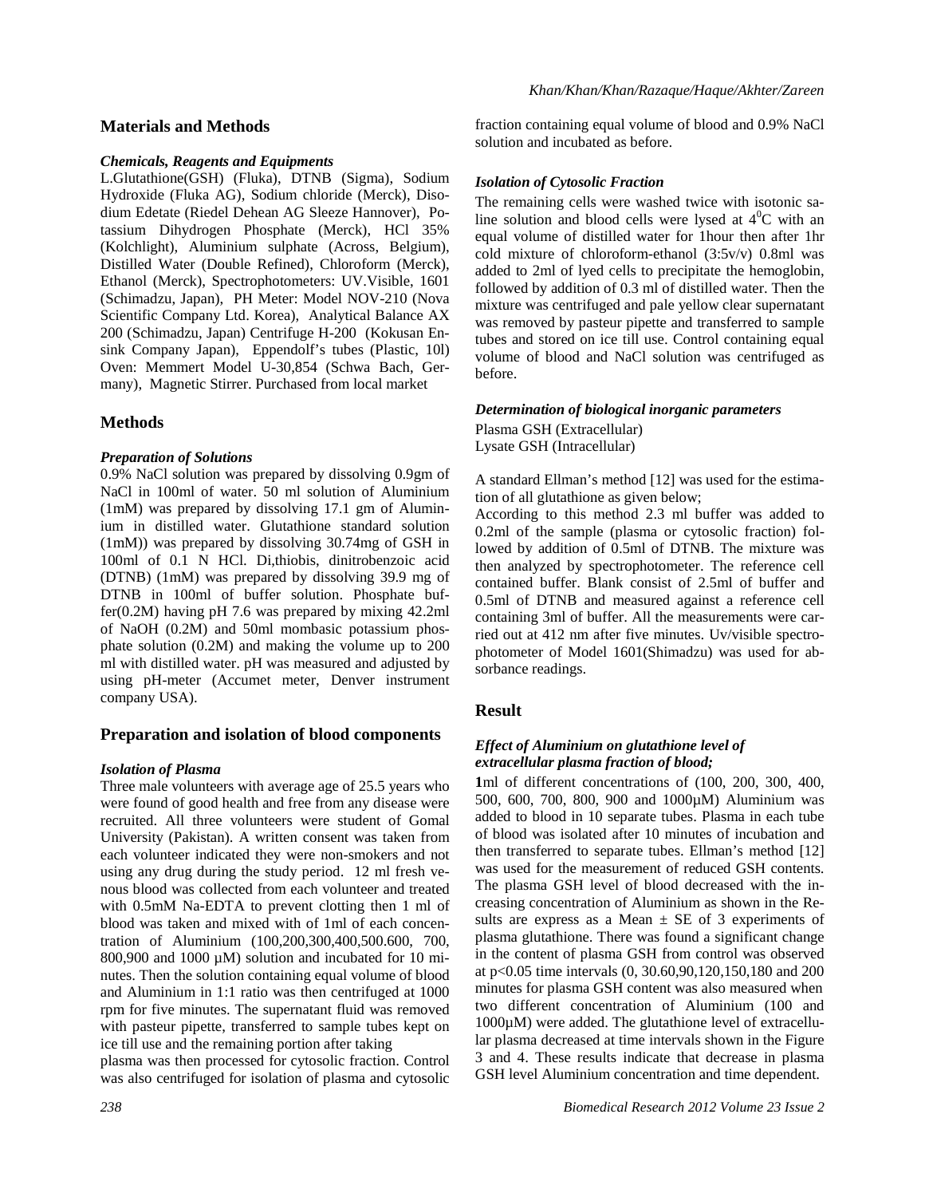## Materials and Methods

### *Chemicals, Reagents and Equipments*

L.Glutathione(GSH) (Fluka), DTNB (Sigma), Sodium Hydroxide (Fluka AG), Sodium chloride (Merck), Disodium Edetate (Riedel Dehean AG Sleeze Hannover), Potassium Dihydrogen Phosphate (Merck), HCl 35% (Kolchlight), Aluminium sulphate (Across, Belgium), Distilled Water (Double Refined), Chloroform (Merck), Ethanol (Merck), Spectrophotometers: UV.Visible, 1601 (Schimadzu, Japan), PH Meter: Model NOV-210 (Nova Scientific Company Ltd. Korea), Analytical Balance AX 200 (Schimadzu, Japan) Centrifuge H-200 (Kokusan Ensink Company Japan), Eppendolf's tubes (Plastic, 10l) Oven: Memmert Model U-30,854 (Schwa Bach, Germany), Magnetic Stirrer. Purchased from local market

## Methods

### *Preparation of Solutions*

0.9% NaCl solution was prepared by dissolving 0.9gm of NaCl in 100ml of water. 50 ml solution of Aluminium (1mM) was prepared by dissolving 17.1 gm of Aluminium in distilled water. Glutathione standard solution (1mM)) was prepared by dissolving 30.74mg of GSH in 100ml of 0.1 N HCl. Di,thiobis, dinitrobenzoic acid (DTNB) (1mM) was prepared by dissolving 39.9 mg of DTNB in 100ml of buffer solution. Phosphate buffer(0.2M) having pH 7.6 was prepared by mixing 42.2ml of NaOH (0.2M) and 50ml mombasic potassium phosphate solution (0.2M) and making the volume up to 200 ml with distilled water. pH was measured and adjusted by using pH-meter (Accumet meter, Denver instrument company USA).

## Preparation and isolation of blood components

### *Isolation of Plasma*

Three male volunteers with average age of 25.5 years who were found of good health and free from any disease were recruited. All three volunteers were student of Gomal University (Pakistan). A written consent was taken from each volunteer indicated they were non-smokers and not using any drug during the study period. 12 ml fresh venous blood was collected from each volunteer and treated with 0.5mM Na-EDTA to prevent clotting then 1 ml of blood was taken and mixed with of 1ml of each concentration of Aluminium (100,200,300,400,500.600, 700, 800,900 and 1000 µM) solution and incubated for 10 minutes. Then the solution containing equal volume of blood and Aluminium in 1:1 ratio was then centrifuged at 1000 rpm for five minutes. The supernatant fluid was removed with pasteur pipette, transferred to sample tubes kept on ice till use and the remaining portion after taking plasma was then processed for cytosolic fraction. Control was also centrifuged for isolation of plasma and cytosolic fraction containing equal volume of blood and 0.9% NaCl solution and incubated as before.

### *Isolation of Cytosolic Fraction*

The remaining cells were washed twice with isotonic saline solution and blood cells were lysed at $4^0$C with an equal volume of distilled water for 1hour then after 1hr cold mixture of chloroform-ethanol (3:5v/v) 0.8ml was added to 2ml of lyed cells to precipitate the hemoglobin, followed by addition of 0.3 ml of distilled water. Then the mixture was centrifuged and pale yellow clear supernatant was removed by pasteur pipette and transferred to sample tubes and stored on ice till use. Control containing equal volume of blood and NaCl solution was centrifuged as before.

### *Determination of biological inorganic parameters*

Plasma GSH (Extracellular)
Lysate GSH (Intracellular)

A standard Ellman's method [12] was used for the estimation of all glutathione as given below;

According to this method 2.3 ml buffer was added to 0.2ml of the sample (plasma or cytosolic fraction) followed by addition of 0.5ml of DTNB. The mixture was then analyzed by spectrophotometer. The reference cell contained buffer. Blank consist of 2.5ml of buffer and 0.5ml of DTNB and measured against a reference cell containing 3ml of buffer. All the measurements were carried out at 412 nm after five minutes. Uv/visible spectrophotometer of Model 1601(Shimadzu) was used for absorbance readings.

## Result

### *Effect of Aluminium on glutathione level of extracellular plasma fraction of blood;*

**1**ml of different concentrations of (100, 200, 300, 400, 500, 600, 700, 800, 900 and 1000µM) Aluminium was added to blood in 10 separate tubes. Plasma in each tube of blood was isolated after 10 minutes of incubation and then transferred to separate tubes. Ellman's method [12] was used for the measurement of reduced GSH contents. The plasma GSH level of blood decreased with the increasing concentration of Aluminium as shown in the Results are express as a Mean ± SE of 3 experiments of plasma glutathione. There was found a significant change in the content of plasma GSH from control was observed at $p<0.05$ time intervals (0, 30.60,90,120,150,180 and 200 minutes for plasma GSH content was also measured when two different concentration of Aluminium (100 and 1000µM) were added. The glutathione level of extracellular plasma decreased at time intervals shown in the Figure 3 and 4. These results indicate that decrease in plasma GSH level Aluminium concentration and time dependent.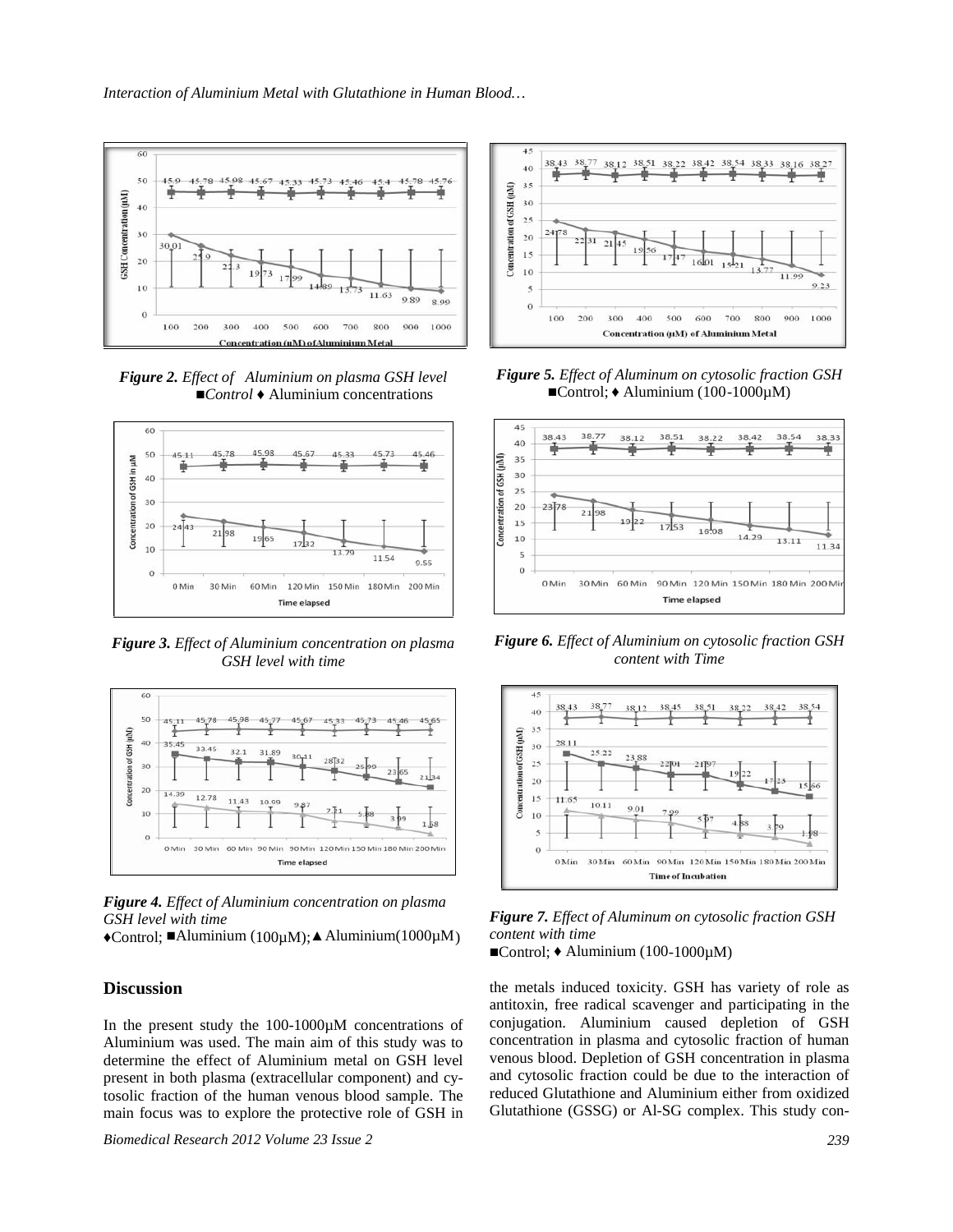*Figure 2. Effect of Aluminium on plasma GSH level* ■*Control* ♦ Aluminium concentrations

*Figure 3. Effect of Aluminium concentration on plasma GSH level with time*

*Figure 4. Effect of Aluminium concentration on plasma GSH level with time*
♦Control; ■Aluminium (100µM); ▲Aluminium(1000µM)

*Figure 5. Effect of Aluminum on cytosolic fraction GSH* ■Control; ♦ Aluminium (100-1000µM)

*Figure 6. Effect of Aluminium on cytosolic fraction GSH content with Time*

*Figure 7. Effect of Aluminum on cytosolic fraction GSH content with time*
■Control; ♦ Aluminium (100-1000µM)

## Discussion

In the present study the 100-1000µM concentrations of Aluminium was used. The main aim of this study was to determine the effect of Aluminium metal on GSH level present in both plasma (extracellular component) and cytosolic fraction of the human venous blood sample. The main focus was to explore the protective role of GSH in the metals induced toxicity. GSH has variety of role as antitoxin, free radical scavenger and participating in the conjugation. Aluminium caused depletion of GSH concentration in plasma and cytosolic fraction of human venous blood. Depletion of GSH concentration in plasma and cytosolic fraction could be due to the interaction of reduced Glutathione and Aluminium either from oxidized Glutathione (GSSG) or Al-SG complex. This study con-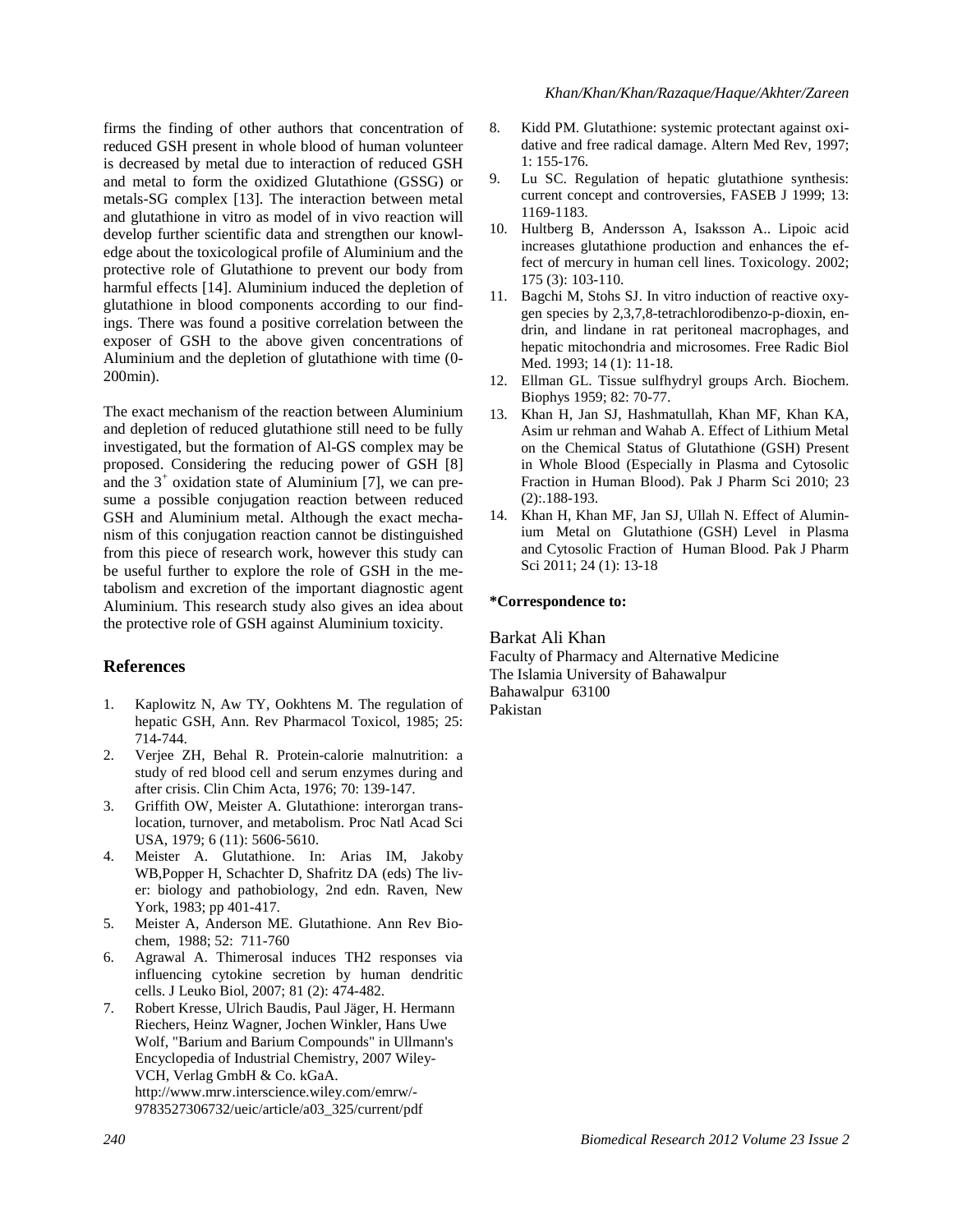firms the finding of other authors that concentration of reduced GSH present in whole blood of human volunteer is decreased by metal due to interaction of reduced GSH and metal to form the oxidized Glutathione (GSSG) or metals-SG complex [13]. The interaction between metal and glutathione in vitro as model of in vivo reaction will develop further scientific data and strengthen our knowledge about the toxicological profile of Aluminium and the protective role of Glutathione to prevent our body from harmful effects [14]. Aluminium induced the depletion of glutathione in blood components according to our findings. There was found a positive correlation between the exposer of GSH to the above given concentrations of Aluminium and the depletion of glutathione with time (0-200min).

The exact mechanism of the reaction between Aluminium and depletion of reduced glutathione still need to be fully investigated, but the formation of Al-GS complex may be proposed. Considering the reducing power of GSH [8] and the $3^{+}$ oxidation state of Aluminium [7], we can presume a possible conjugation reaction between reduced GSH and Aluminium metal. Although the exact mechanism of this conjugation reaction cannot be distinguished from this piece of research work, however this study can be useful further to explore the role of GSH in the metabolism and excretion of the important diagnostic agent Aluminium. This research study also gives an idea about the protective role of GSH against Aluminium toxicity.

## References

1. Kaplowitz N, Aw TY, Ookhtens M. The regulation of hepatic GSH, Ann. Rev Pharmacol Toxicol, 1985; 25: 714-744.
2. Verjee ZH, Behal R. Protein-calorie malnutrition: a study of red blood cell and serum enzymes during and after crisis. Clin Chim Acta, 1976; 70: 139-147.
3. Griffith OW, Meister A. Glutathione: interorgan translocation, turnover, and metabolism. Proc Natl Acad Sci USA, 1979; 6 (11): 5606-5610.
4. Meister A. Glutathione. In: Arias IM, Jakoby WB,Popper H, Schachter D, Shafritz DA (eds) The liver: biology and pathobiology, 2nd edn. Raven, New York, 1983; pp 401-417.
5. Meister A, Anderson ME. Glutathione. Ann Rev Biochem, 1988; 52: 711-760
6. Agrawal A. Thimerosal induces TH2 responses via influencing cytokine secretion by human dendritic cells. J Leuko Biol, 2007; 81 (2): 474-482.
7. Robert Kresse, Ulrich Baudis, Paul Jäger, H. Hermann Riechers, Heinz Wagner, Jochen Winkler, Hans Uwe Wolf, "Barium and Barium Compounds" in Ullmann's Encyclopedia of Industrial Chemistry, 2007 Wiley-VCH, Verlag GmbH & Co. kGaA. http://www.mrw.interscience.wiley.com/emrw/-9783527306732/ueic/article/a03_325/current/pdf
8. Kidd PM. Glutathione: systemic protectant against oxidative and free radical damage. Altern Med Rev, 1997; 1: 155-176.
9. Lu SC. Regulation of hepatic glutathione synthesis: current concept and controversies, FASEB J 1999; 13: 1169-1183.
10. Hultberg B, Andersson A, Isaksson A.. Lipoic acid increases glutathione production and enhances the effect of mercury in human cell lines. Toxicology. 2002; 175 (3): 103-110.
11. Bagchi M, Stohs SJ. In vitro induction of reactive oxygen species by 2,3,7,8-tetrachlorodibenzo-p-dioxin, endrin, and lindane in rat peritoneal macrophages, and hepatic mitochondria and microsomes. Free Radic Biol Med. 1993; 14 (1): 11-18.
12. Ellman GL. Tissue sulfhydryl groups Arch. Biochem. Biophys 1959; 82: 70-77.
13. Khan H, Jan SJ, Hashmatullah, Khan MF, Khan KA, Asim ur rehman and Wahab A. Effect of Lithium Metal on the Chemical Status of Glutathione (GSH) Present in Whole Blood (Especially in Plasma and Cytosolic Fraction in Human Blood). Pak J Pharm Sci 2010; 23 (2):.188-193.
14. Khan H, Khan MF, Jan SJ, Ullah N. Effect of Aluminium Metal on Glutathione (GSH) Level in Plasma and Cytosolic Fraction of Human Blood. Pak J Pharm Sci 2011; 24 (1): 13-18

**\*Correspondence to:**

Barkat Ali Khan
Faculty of Pharmacy and Alternative Medicine
The Islamia University of Bahawalpur
Bahawalpur 63100
Pakistan